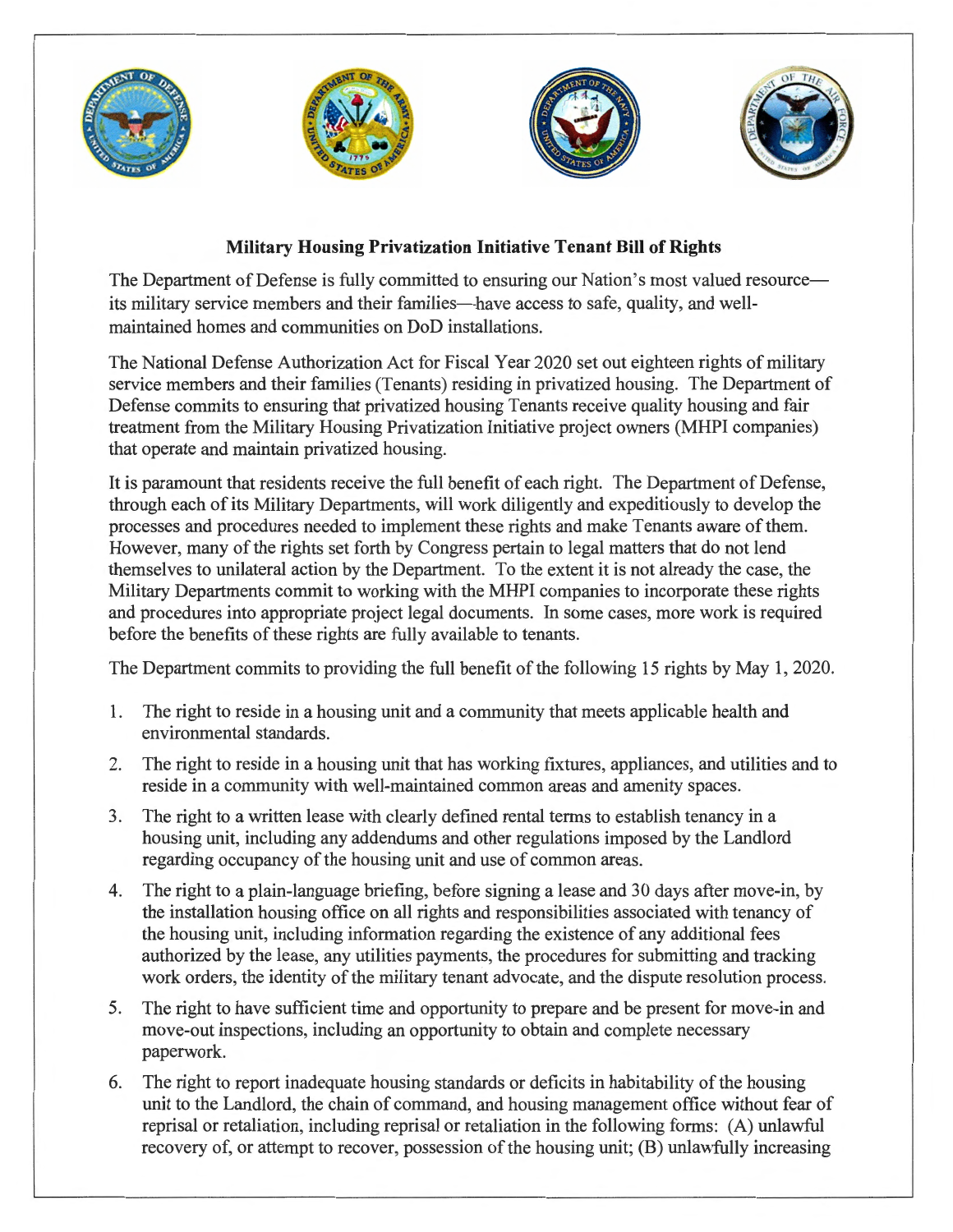## Military Housing Privatization Initiative Tenant Bill of Rights

The Department of Defense is fully committed to ensuring our Nation's most valued resource—its military service members and their families—have access to safe, quality, and well-maintained homes and communities on DoD installations.

The National Defense Authorization Act for Fiscal Year 2020 set out eighteen rights of military service members and their families (Tenants) residing in privatized housing. The Department of Defense commits to ensuring that privatized housing Tenants receive quality housing and fair treatment from the Military Housing Privatization Initiative project owners (MHPI companies) that operate and maintain privatized housing.

It is paramount that residents receive the full benefit of each right. The Department of Defense, through each of its Military Departments, will work diligently and expeditiously to develop the processes and procedures needed to implement these rights and make Tenants aware of them. However, many of the rights set forth by Congress pertain to legal matters that do not lend themselves to unilateral action by the Department. To the extent it is not already the case, the Military Departments commit to working with the MHPI companies to incorporate these rights and procedures into appropriate project legal documents. In some cases, more work is required before the benefits of these rights are fully available to tenants.

The Department commits to providing the full benefit of the following 15 rights by May 1, 2020.

1. The right to reside in a housing unit and a community that meets applicable health and environmental standards.
2. The right to reside in a housing unit that has working fixtures, appliances, and utilities and to reside in a community with well-maintained common areas and amenity spaces.
3. The right to a written lease with clearly defined rental terms to establish tenancy in a housing unit, including any addendums and other regulations imposed by the Landlord regarding occupancy of the housing unit and use of common areas.
4. The right to a plain-language briefing, before signing a lease and 30 days after move-in, by the installation housing office on all rights and responsibilities associated with tenancy of the housing unit, including information regarding the existence of any additional fees authorized by the lease, any utilities payments, the procedures for submitting and tracking work orders, the identity of the military tenant advocate, and the dispute resolution process.
5. The right to have sufficient time and opportunity to prepare and be present for move-in and move-out inspections, including an opportunity to obtain and complete necessary paperwork.
6. The right to report inadequate housing standards or deficits in habitability of the housing unit to the Landlord, the chain of command, and housing management office without fear of reprisal or retaliation, including reprisal or retaliation in the following forms: (A) unlawful recovery of, or attempt to recover, possession of the housing unit; (B) unlawfully increasing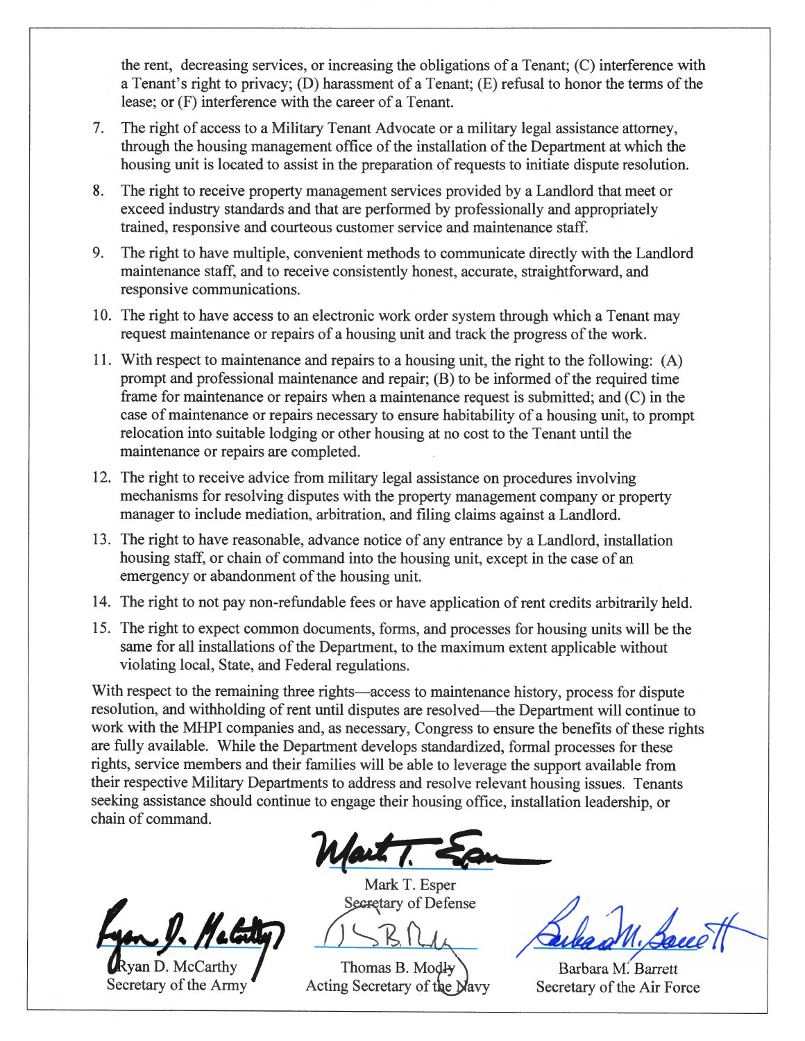the rent, decreasing services, or increasing the obligations of a Tenant; (C) interference with a Tenant's right to privacy; (D) harassment of a Tenant; (E) refusal to honor the terms of the lease; or (F) interference with the career of a Tenant.

7. The right of access to a Military Tenant Advocate or a military legal assistance attorney, through the housing management office of the installation of the Department at which the housing unit is located to assist in the preparation of requests to initiate dispute resolution.
8. The right to receive property management services provided by a Landlord that meet or exceed industry standards and that are performed by professionally and appropriately trained, responsive and courteous customer service and maintenance staff.
9. The right to have multiple, convenient methods to communicate directly with the Landlord maintenance staff, and to receive consistently honest, accurate, straightforward, and responsive communications.
10. The right to have access to an electronic work order system through which a Tenant may request maintenance or repairs of a housing unit and track the progress of the work.
11. With respect to maintenance and repairs to a housing unit, the right to the following: (A) prompt and professional maintenance and repair; (B) to be informed of the required time frame for maintenance or repairs when a maintenance request is submitted; and (C) in the case of maintenance or repairs necessary to ensure habitability of a housing unit, to prompt relocation into suitable lodging or other housing at no cost to the Tenant until the maintenance or repairs are completed.
12. The right to receive advice from military legal assistance on procedures involving mechanisms for resolving disputes with the property management company or property manager to include mediation, arbitration, and filing claims against a Landlord.
13. The right to have reasonable, advance notice of any entrance by a Landlord, installation housing staff, or chain of command into the housing unit, except in the case of an emergency or abandonment of the housing unit.
14. The right to not pay non-refundable fees or have application of rent credits arbitrarily held.
15. The right to expect common documents, forms, and processes for housing units will be the same for all installations of the Department, to the maximum extent applicable without violating local, State, and Federal regulations.

With respect to the remaining three rights—access to maintenance history, process for dispute resolution, and withholding of rent until disputes are resolved—the Department will continue to work with the MHPI companies and, as necessary, Congress to ensure the benefits of these rights are fully available. While the Department develops standardized, formal processes for these rights, service members and their families will be able to leverage the support available from their respective Military Departments to address and resolve relevant housing issues. Tenants seeking assistance should continue to engage their housing office, installation leadership, or chain of command.

Mark T. Esper
Secretary of Defense

Ryan D. McCarthy
Secretary of the Army

Thomas B. Modly
Acting Secretary of the Navy

Barbara M. Barrett
Secretary of the Air Force